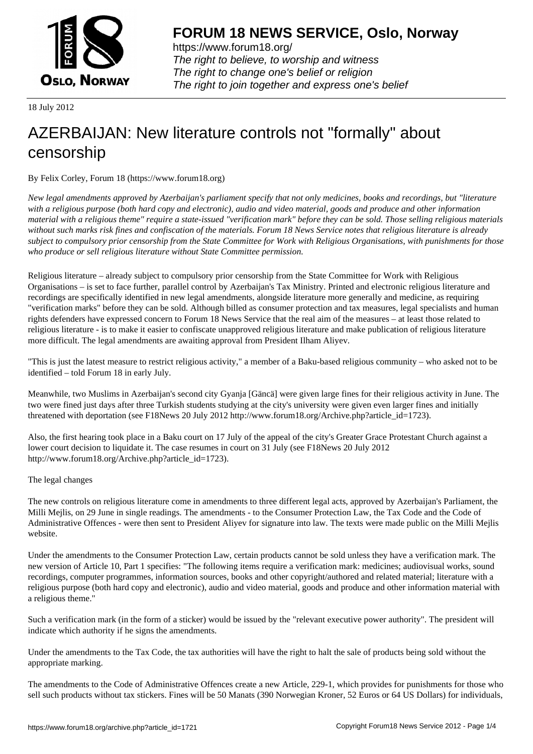18 July 2012

# AZERBAIJAN: New literature controls not "formally" about censorship

By Felix Corley, Forum 18 (https://www.forum18.org)

*New legal amendments approved by Azerbaijan's parliament specify that not only medicines, books and recordings, but "literature with a religious purpose (both hard copy and electronic), audio and video material, goods and produce and other information material with a religious theme" require a state-issued "verification mark" before they can be sold. Those selling religious materials without such marks risk fines and confiscation of the materials. Forum 18 News Service notes that religious literature is already subject to compulsory prior censorship from the State Committee for Work with Religious Organisations, with punishments for those who produce or sell religious literature without State Committee permission.*

Religious literature – already subject to compulsory prior censorship from the State Committee for Work with Religious Organisations – is set to face further, parallel control by Azerbaijan's Tax Ministry. Printed and electronic religious literature and recordings are specifically identified in new legal amendments, alongside literature more generally and medicine, as requiring "verification marks" before they can be sold. Although billed as consumer protection and tax measures, legal specialists and human rights defenders have expressed concern to Forum 18 News Service that the real aim of the measures – at least those related to religious literature - is to make it easier to confiscate unapproved religious literature and make publication of religious literature more difficult. The legal amendments are awaiting approval from President Ilham Aliyev.

"This is just the latest measure to restrict religious activity," a member of a Baku-based religious community – who asked not to be identified – told Forum 18 in early July.

Meanwhile, two Muslims in Azerbaijan's second city Gyanja [Gäncä] were given large fines for their religious activity in June. The two were fined just days after three Turkish students studying at the city's university were given even larger fines and initially threatened with deportation (see F18News 20 July 2012 http://www.forum18.org/Archive.php?article_id=1723).

Also, the first hearing took place in a Baku court on 17 July of the appeal of the city's Greater Grace Protestant Church against a lower court decision to liquidate it. The case resumes in court on 31 July (see F18News 20 July 2012 http://www.forum18.org/Archive.php?article_id=1723).

The legal changes

The new controls on religious literature come in amendments to three different legal acts, approved by Azerbaijan's Parliament, the Milli Mejlis, on 29 June in single readings. The amendments - to the Consumer Protection Law, the Tax Code and the Code of Administrative Offences - were then sent to President Aliyev for signature into law. The texts were made public on the Milli Mejlis website.

Under the amendments to the Consumer Protection Law, certain products cannot be sold unless they have a verification mark. The new version of Article 10, Part 1 specifies: "The following items require a verification mark: medicines; audiovisual works, sound recordings, computer programmes, information sources, books and other copyright/authored and related material; literature with a religious purpose (both hard copy and electronic), audio and video material, goods and produce and other information material with a religious theme."

Such a verification mark (in the form of a sticker) would be issued by the "relevant executive power authority". The president will indicate which authority if he signs the amendments.

Under the amendments to the Tax Code, the tax authorities will have the right to halt the sale of products being sold without the appropriate marking.

The amendments to the Code of Administrative Offences create a new Article, 229-1, which provides for punishments for those who sell such products without tax stickers. Fines will be 50 Manats (390 Norwegian Kroner, 52 Euros or 64 US Dollars) for individuals,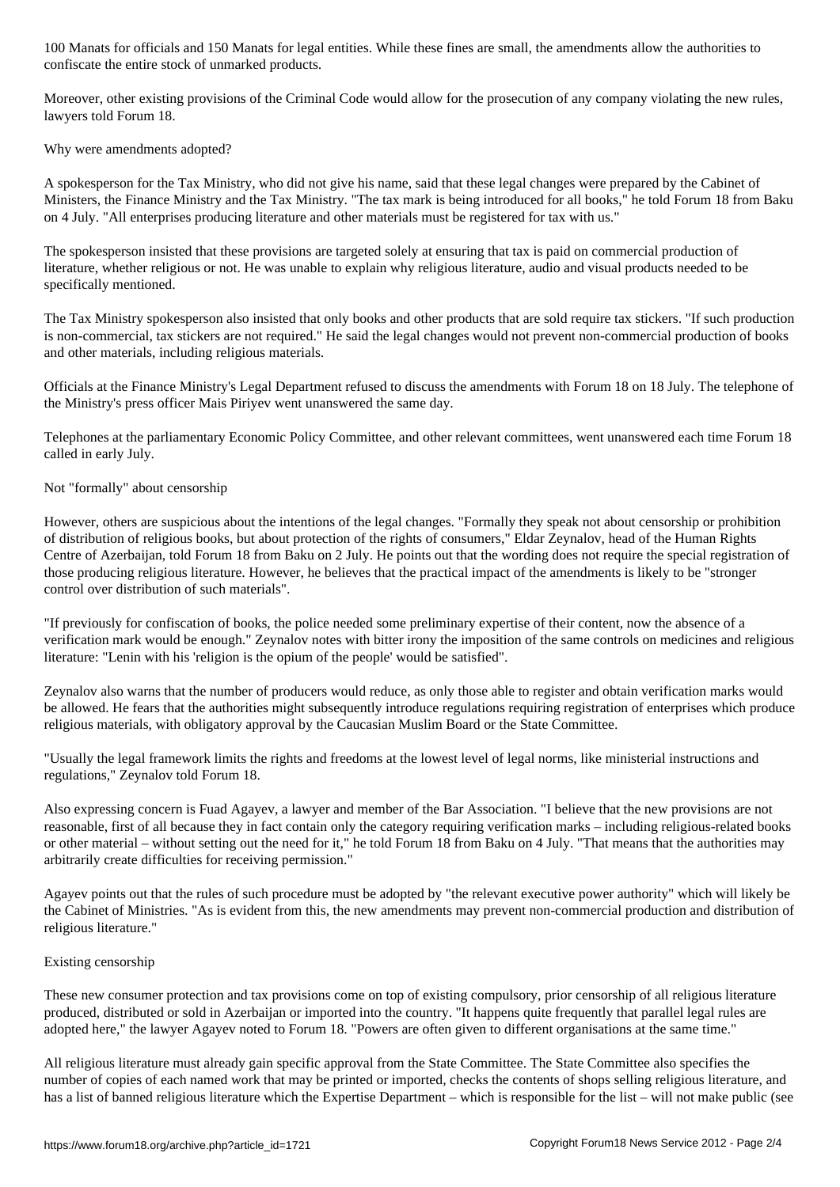100 Manats for officials and 150 Manats for legal entities. While these fines are small, the amendments allow the authorities to confiscate the entire stock of unmarked products.

Moreover, other existing provisions of the Criminal Code would allow for the prosecution of any company violating the new rules, lawyers told Forum 18.

## Why were amendments adopted?

A spokesperson for the Tax Ministry, who did not give his name, said that these legal changes were prepared by the Cabinet of Ministers, the Finance Ministry and the Tax Ministry. "The tax mark is being introduced for all books," he told Forum 18 from Baku on 4 July. "All enterprises producing literature and other materials must be registered for tax with us."

The spokesperson insisted that these provisions are targeted solely at ensuring that tax is paid on commercial production of literature, whether religious or not. He was unable to explain why religious literature, audio and visual products needed to be specifically mentioned.

The Tax Ministry spokesperson also insisted that only books and other products that are sold require tax stickers. "If such production is non-commercial, tax stickers are not required." He said the legal changes would not prevent non-commercial production of books and other materials, including religious materials.

Officials at the Finance Ministry's Legal Department refused to discuss the amendments with Forum 18 on 18 July. The telephone of the Ministry's press officer Mais Piriyev went unanswered the same day.

Telephones at the parliamentary Economic Policy Committee, and other relevant committees, went unanswered each time Forum 18 called in early July.

## Not "formally" about censorship

However, others are suspicious about the intentions of the legal changes. "Formally they speak not about censorship or prohibition of distribution of religious books, but about protection of the rights of consumers," Eldar Zeynalov, head of the Human Rights Centre of Azerbaijan, told Forum 18 from Baku on 2 July. He points out that the wording does not require the special registration of those producing religious literature. However, he believes that the practical impact of the amendments is likely to be "stronger control over distribution of such materials".

"If previously for confiscation of books, the police needed some preliminary expertise of their content, now the absence of a verification mark would be enough." Zeynalov notes with bitter irony the imposition of the same controls on medicines and religious literature: "Lenin with his 'religion is the opium of the people' would be satisfied".

Zeynalov also warns that the number of producers would reduce, as only those able to register and obtain verification marks would be allowed. He fears that the authorities might subsequently introduce regulations requiring registration of enterprises which produce religious materials, with obligatory approval by the Caucasian Muslim Board or the State Committee.

"Usually the legal framework limits the rights and freedoms at the lowest level of legal norms, like ministerial instructions and regulations," Zeynalov told Forum 18.

Also expressing concern is Fuad Agayev, a lawyer and member of the Bar Association. "I believe that the new provisions are not reasonable, first of all because they in fact contain only the category requiring verification marks – including religious-related books or other material – without setting out the need for it," he told Forum 18 from Baku on 4 July. "That means that the authorities may arbitrarily create difficulties for receiving permission."

Agayev points out that the rules of such procedure must be adopted by "the relevant executive power authority" which will likely be the Cabinet of Ministries. "As is evident from this, the new amendments may prevent non-commercial production and distribution of religious literature."

## Existing censorship

These new consumer protection and tax provisions come on top of existing compulsory, prior censorship of all religious literature produced, distributed or sold in Azerbaijan or imported into the country. "It happens quite frequently that parallel legal rules are adopted here," the lawyer Agayev noted to Forum 18. "Powers are often given to different organisations at the same time."

All religious literature must already gain specific approval from the State Committee. The State Committee also specifies the number of copies of each named work that may be printed or imported, checks the contents of shops selling religious literature, and has a list of banned religious literature which the Expertise Department – which is responsible for the list – will not make public (see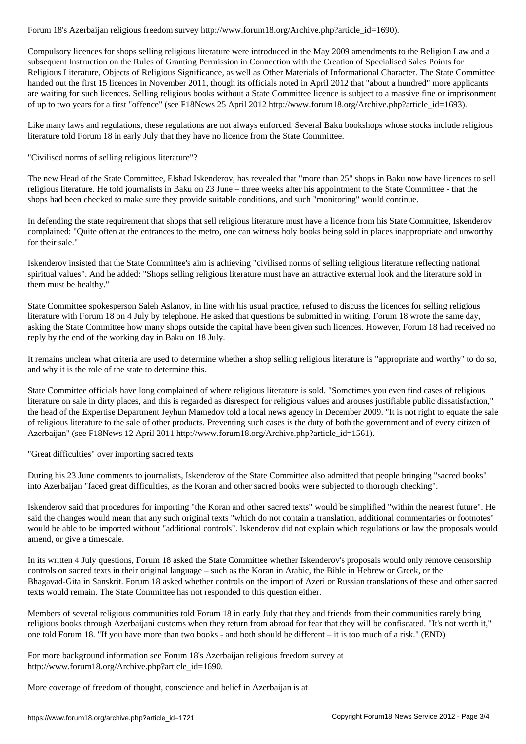Forum 18's Azerbaijan religious freedom survey http://www.forum18.org/Archive.php?article_id=1690).

Compulsory licences for shops selling religious literature were introduced in the May 2009 amendments to the Religion Law and a subsequent Instruction on the Rules of Granting Permission in Connection with the Creation of Specialised Sales Points for Religious Literature, Objects of Religious Significance, as well as Other Materials of Informational Character. The State Committee handed out the first 15 licences in November 2011, though its officials noted in April 2012 that "about a hundred" more applicants are waiting for such licences. Selling religious books without a State Committee licence is subject to a massive fine or imprisonment of up to two years for a first "offence" (see F18News 25 April 2012 http://www.forum18.org/Archive.php?article_id=1693).

Like many laws and regulations, these regulations are not always enforced. Several Baku bookshops whose stocks include religious literature told Forum 18 in early July that they have no licence from the State Committee.

## "Civilised norms of selling religious literature"?

The new Head of the State Committee, Elshad Iskenderov, has revealed that "more than 25" shops in Baku now have licences to sell religious literature. He told journalists in Baku on 23 June – three weeks after his appointment to the State Committee - that the shops had been checked to make sure they provide suitable conditions, and such "monitoring" would continue.

In defending the state requirement that shops that sell religious literature must have a licence from his State Committee, Iskenderov complained: "Quite often at the entrances to the metro, one can witness holy books being sold in places inappropriate and unworthy for their sale."

Iskenderov insisted that the State Committee's aim is achieving "civilised norms of selling religious literature reflecting national spiritual values". And he added: "Shops selling religious literature must have an attractive external look and the literature sold in them must be healthy."

State Committee spokesperson Saleh Aslanov, in line with his usual practice, refused to discuss the licences for selling religious literature with Forum 18 on 4 July by telephone. He asked that questions be submitted in writing. Forum 18 wrote the same day, asking the State Committee how many shops outside the capital have been given such licences. However, Forum 18 had received no reply by the end of the working day in Baku on 18 July.

It remains unclear what criteria are used to determine whether a shop selling religious literature is "appropriate and worthy" to do so, and why it is the role of the state to determine this.

State Committee officials have long complained of where religious literature is sold. "Sometimes you even find cases of religious literature on sale in dirty places, and this is regarded as disrespect for religious values and arouses justifiable public dissatisfaction," the head of the Expertise Department Jeyhun Mamedov told a local news agency in December 2009. "It is not right to equate the sale of religious literature to the sale of other products. Preventing such cases is the duty of both the government and of every citizen of Azerbaijan" (see F18News 12 April 2011 http://www.forum18.org/Archive.php?article_id=1561).

## "Great difficulties" over importing sacred texts

During his 23 June comments to journalists, Iskenderov of the State Committee also admitted that people bringing "sacred books" into Azerbaijan "faced great difficulties, as the Koran and other sacred books were subjected to thorough checking".

Iskenderov said that procedures for importing "the Koran and other sacred texts" would be simplified "within the nearest future". He said the changes would mean that any such original texts "which do not contain a translation, additional commentaries or footnotes" would be able to be imported without "additional controls". Iskenderov did not explain which regulations or law the proposals would amend, or give a timescale.

In its written 4 July questions, Forum 18 asked the State Committee whether Iskenderov's proposals would only remove censorship controls on sacred texts in their original language – such as the Koran in Arabic, the Bible in Hebrew or Greek, or the Bhagavad-Gita in Sanskrit. Forum 18 asked whether controls on the import of Azeri or Russian translations of these and other sacred texts would remain. The State Committee has not responded to this question either.

Members of several religious communities told Forum 18 in early July that they and friends from their communities rarely bring religious books through Azerbaijani customs when they return from abroad for fear that they will be confiscated. "It's not worth it," one told Forum 18. "If you have more than two books - and both should be different – it is too much of a risk." (END)

For more background information see Forum 18's Azerbaijan religious freedom survey at http://www.forum18.org/Archive.php?article_id=1690.

More coverage of freedom of thought, conscience and belief in Azerbaijan is at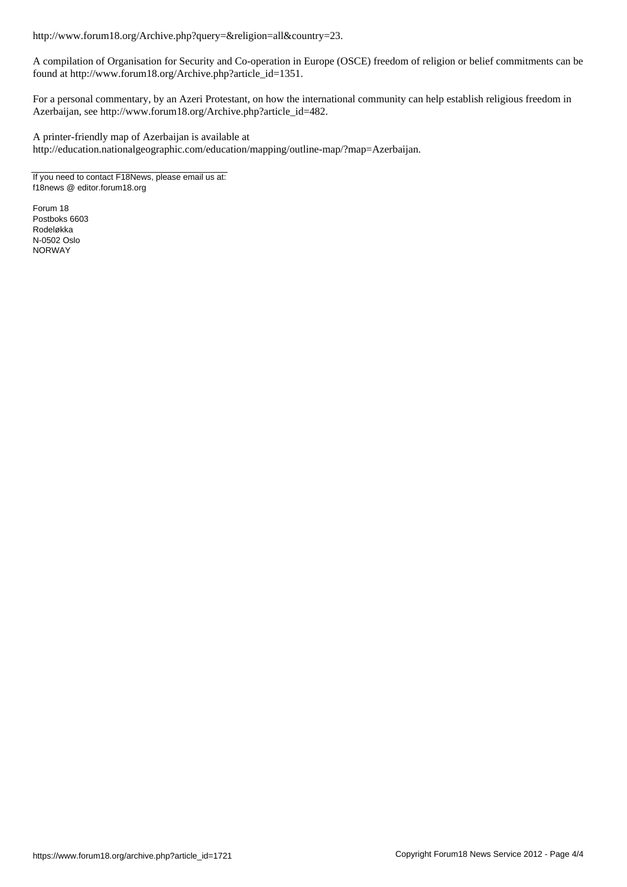http://www.forum18.org/Archive.php?query=&religion=all&country=23.

A compilation of Organisation for Security and Co-operation in Europe (OSCE) freedom of religion or belief commitments can be found at http://www.forum18.org/Archive.php?article_id=1351.

For a personal commentary, by an Azeri Protestant, on how the international community can help establish religious freedom in Azerbaijan, see http://www.forum18.org/Archive.php?article_id=482.

A printer-friendly map of Azerbaijan is available at http://education.nationalgeographic.com/education/mapping/outline-map/?map=Azerbaijan.

---

If you need to contact F18News, please email us at:
f18news @ editor.forum18.org

Forum 18
Postboks 6603
Rodeløkka
N-0502 Oslo
NORWAY